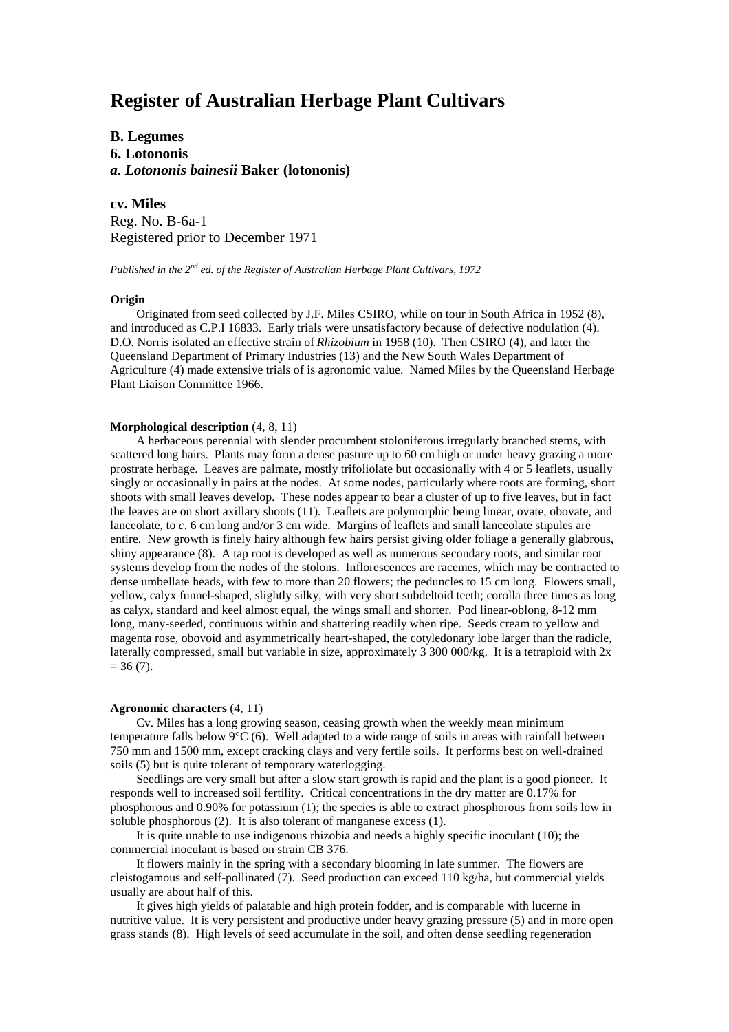# Register of Australian Herbage Plant Cultivars

**B. Legumes**
**6. Lotononis**
***a. Lotononis bainesii* Baker (lotononis)**

**cv. Miles**
Reg. No. B-6a-1
Registered prior to December 1971

*Published in the 2nd ed. of the Register of Australian Herbage Plant Cultivars, 1972*

**Origin**

Originated from seed collected by J.F. Miles CSIRO, while on tour in South Africa in 1952 (8), and introduced as C.P.I 16833. Early trials were unsatisfactory because of defective nodulation (4). D.O. Norris isolated an effective strain of *Rhizobium* in 1958 (10). Then CSIRO (4), and later the Queensland Department of Primary Industries (13) and the New South Wales Department of Agriculture (4) made extensive trials of is agronomic value. Named Miles by the Queensland Herbage Plant Liaison Committee 1966.

**Morphological description** (4, 8, 11)

A herbaceous perennial with slender procumbent stoloniferous irregularly branched stems, with scattered long hairs. Plants may form a dense pasture up to 60 cm high or under heavy grazing a more prostrate herbage. Leaves are palmate, mostly trifoliolate but occasionally with 4 or 5 leaflets, usually singly or occasionally in pairs at the nodes. At some nodes, particularly where roots are forming, short shoots with small leaves develop. These nodes appear to bear a cluster of up to five leaves, but in fact the leaves are on short axillary shoots (11). Leaflets are polymorphic being linear, ovate, obovate, and lanceolate, to *c*. 6 cm long and/or 3 cm wide. Margins of leaflets and small lanceolate stipules are entire. New growth is finely hairy although few hairs persist giving older foliage a generally glabrous, shiny appearance (8). A tap root is developed as well as numerous secondary roots, and similar root systems develop from the nodes of the stolons. Inflorescences are racemes, which may be contracted to dense umbellate heads, with few to more than 20 flowers; the peduncles to 15 cm long. Flowers small, yellow, calyx funnel-shaped, slightly silky, with very short subdeltoid teeth; corolla three times as long as calyx, standard and keel almost equal, the wings small and shorter. Pod linear-oblong, 8-12 mm long, many-seeded, continuous within and shattering readily when ripe. Seeds cream to yellow and magenta rose, obovoid and asymmetrically heart-shaped, the cotyledonary lobe larger than the radicle, laterally compressed, small but variable in size, approximately 3 300 000/kg. It is a tetraploid with $2x = 36$ (7).

**Agronomic characters** (4, 11)

Cv. Miles has a long growing season, ceasing growth when the weekly mean minimum temperature falls below 9°C (6). Well adapted to a wide range of soils in areas with rainfall between 750 mm and 1500 mm, except cracking clays and very fertile soils. It performs best on well-drained soils (5) but is quite tolerant of temporary waterlogging.

Seedlings are very small but after a slow start growth is rapid and the plant is a good pioneer. It responds well to increased soil fertility. Critical concentrations in the dry matter are 0.17% for phosphorous and 0.90% for potassium (1); the species is able to extract phosphorous from soils low in soluble phosphorous (2). It is also tolerant of manganese excess (1).

It is quite unable to use indigenous rhizobia and needs a highly specific inoculant (10); the commercial inoculant is based on strain CB 376.

It flowers mainly in the spring with a secondary blooming in late summer. The flowers are cleistogamous and self-pollinated (7). Seed production can exceed 110 kg/ha, but commercial yields usually are about half of this.

It gives high yields of palatable and high protein fodder, and is comparable with lucerne in nutritive value. It is very persistent and productive under heavy grazing pressure (5) and in more open grass stands (8). High levels of seed accumulate in the soil, and often dense seedling regeneration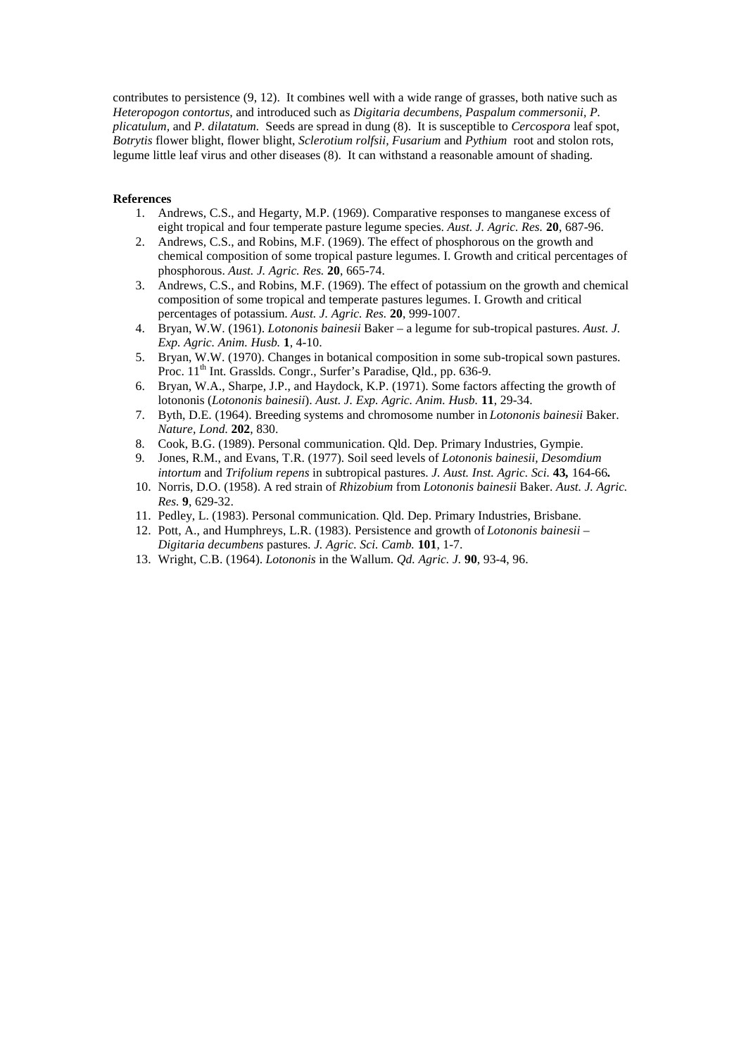contributes to persistence (9, 12). It combines well with a wide range of grasses, both native such as *Heteropogon contortus,* and introduced such as *Digitaria decumbens, Paspalum commersonii, P. plicatulum,* and *P. dilatatum.* Seeds are spread in dung (8). It is susceptible to *Cercospora* leaf spot, *Botrytis* flower blight, flower blight, *Sclerotium rolfsii, Fusarium* and *Pythium* root and stolon rots, legume little leaf virus and other diseases (8). It can withstand a reasonable amount of shading.

**References**

1. Andrews, C.S., and Hegarty, M.P. (1969). Comparative responses to manganese excess of eight tropical and four temperate pasture legume species. *Aust. J. Agric. Res.* **20**, 687-96.
2. Andrews, C.S., and Robins, M.F. (1969). The effect of phosphorous on the growth and chemical composition of some tropical pasture legumes. I. Growth and critical percentages of phosphorous. *Aust. J. Agric. Res.* **20**, 665-74.
3. Andrews, C.S., and Robins, M.F. (1969). The effect of potassium on the growth and chemical composition of some tropical and temperate pastures legumes. I. Growth and critical percentages of potassium. *Aust. J. Agric. Res.* **20**, 999-1007.
4. Bryan, W.W. (1961). *Lotononis bainesii* Baker – a legume for sub-tropical pastures. *Aust. J. Exp. Agric. Anim. Husb.* **1**, 4-10.
5. Bryan, W.W. (1970). Changes in botanical composition in some sub-tropical sown pastures. Proc. 11th Int. Grasslds. Congr., Surfer's Paradise, Qld., pp. 636-9.
6. Bryan, W.A., Sharpe, J.P., and Haydock, K.P. (1971). Some factors affecting the growth of lotononis (*Lotononis bainesii*). *Aust. J. Exp. Agric. Anim. Husb.* **11**, 29-34.
7. Byth, D.E. (1964). Breeding systems and chromosome number in *Lotononis bainesii* Baker. *Nature, Lond.* **202**, 830.
8. Cook, B.G. (1989). Personal communication. Qld. Dep. Primary Industries, Gympie.
9. Jones, R.M., and Evans, T.R. (1977). Soil seed levels of *Lotononis bainesii, Desomdium intortum* and *Trifolium repens* in subtropical pastures. *J. Aust. Inst. Agric. Sci.* **43,** 164-66**.**
10. Norris, D.O. (1958). A red strain of *Rhizobium* from *Lotononis bainesii* Baker. *Aust. J. Agric. Res.* **9**, 629-32.
11. Pedley, L. (1983). Personal communication. Qld. Dep. Primary Industries, Brisbane.
12. Pott, A., and Humphreys, L.R. (1983). Persistence and growth of *Lotononis bainesii – Digitaria decumbens* pastures. *J. Agric. Sci. Camb.* **101**, 1-7.
13. Wright, C.B. (1964). *Lotononis* in the Wallum. *Qd. Agric. J.* **90**, 93-4, 96.